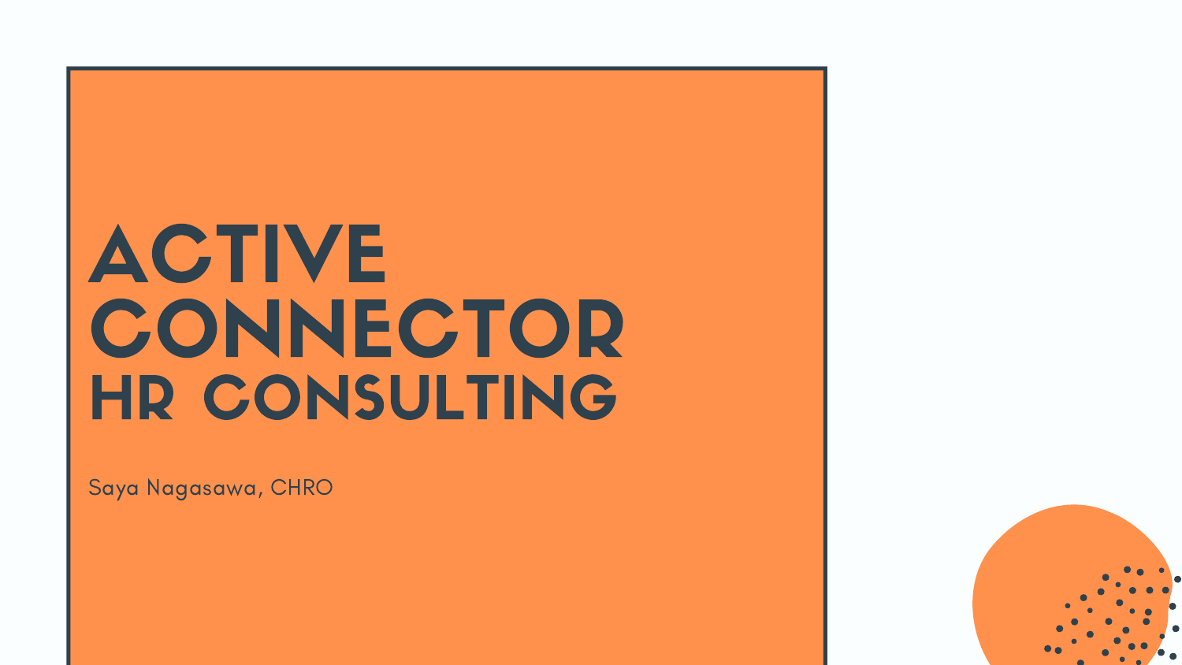# ACTIVE CONNECTOR
## HR CONSULTING

Saya Nagasawa, CHRO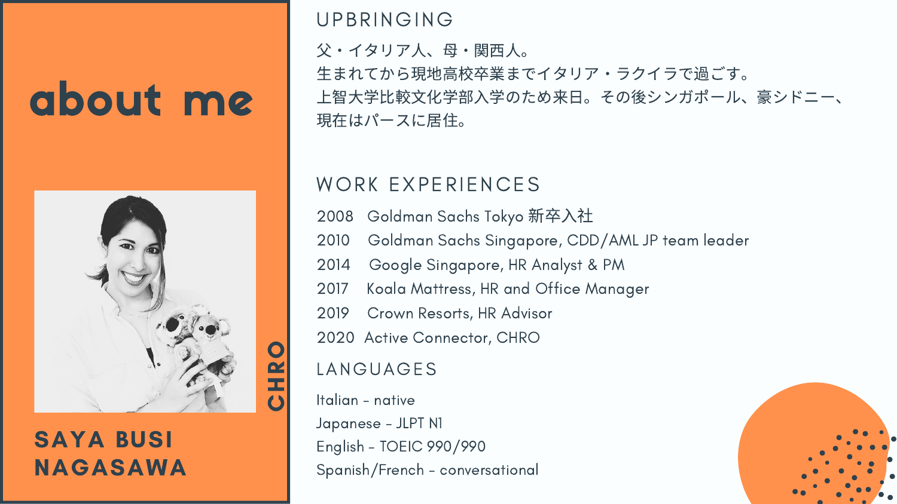# about me

**CHRO**

**SAYA BUSI NAGASAWA**

## UPBRINGING

父・イタリア人、母・関西人。
生まれてから現地高校卒業までイタリア・ラクイラで過ごす。
上智大学比較文化学部入学のため来日。その後シンガポール、豪シドニー、現在はパースに居住。

## WORK EXPERIENCES

2008 Goldman Sachs Tokyo 新卒入社
2010 Goldman Sachs Singapore, CDD/AML JP team leader
2014 Google Singapore, HR Analyst & PM
2017 Koala Mattress, HR and Office Manager
2019 Crown Resorts, HR Advisor
2020 Active Connector, CHRO

## LANGUAGES

Italian - native
Japanese - JLPT N1
English - TOEIC 990/990
Spanish/French - conversational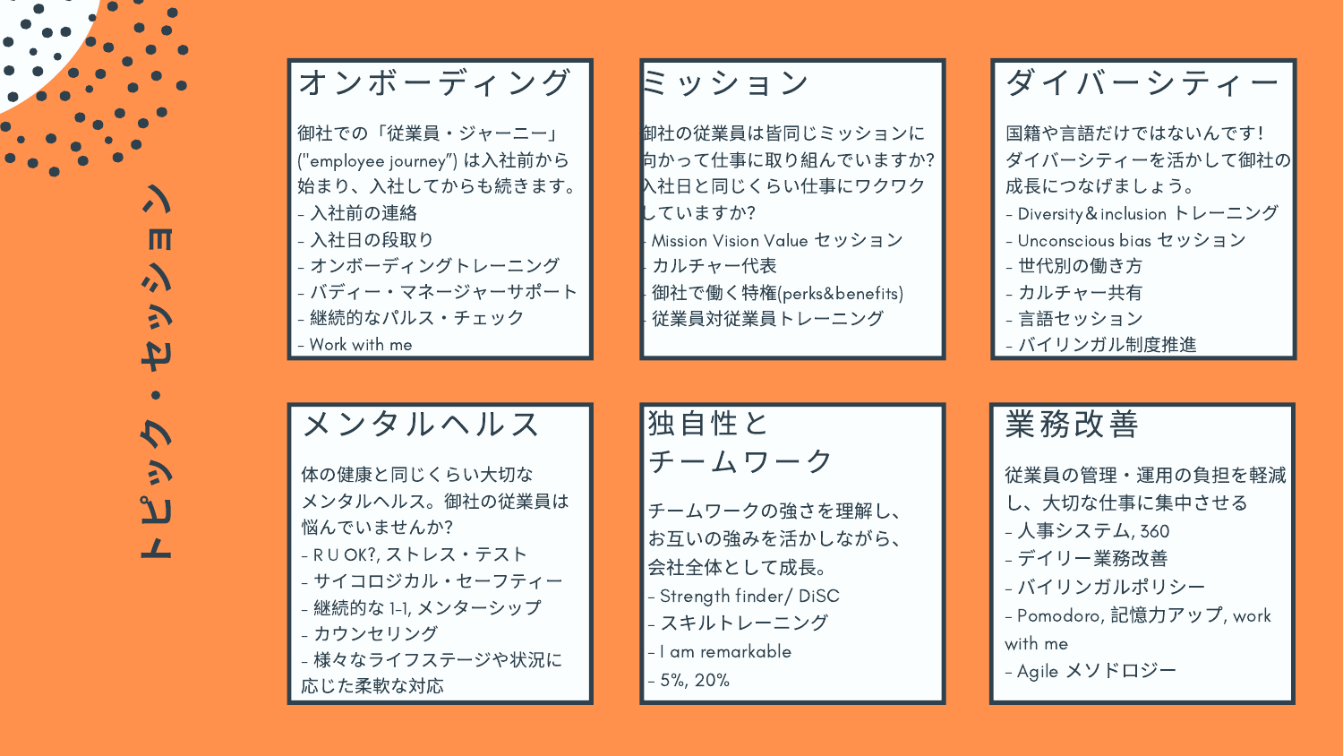# トピック・セッション

## オンボーディング

御社での「従業員・ジャーニー」("employee journey") は入社前から始まり、入社してからも続きます。

- 入社前の連絡
- 入社日の段取り
- オンボーディングトレーニング
- バディー・マネージャーサポート
- 継続的なパルス・チェック
- Work with me

## ミッション

御社の従業員は皆同じミッションに向かって仕事に取り組んでいますか? 入社日と同じくらい仕事にワクワクしていますか?

- Mission Vision Value セッション
- カルチャー代表
- 御社で働く特権(perks&benefits)
- 従業員対従業員トレーニング

## ダイバーシティー

国籍や言語だけではないんです! ダイバーシティーを活かして御社の成長につなげましょう。

- Diversity＆inclusion トレーニング
- Unconscious bias セッション
- 世代別の働き方
- カルチャー共有
- 言語セッション
- バイリンガル制度推進

## メンタルヘルス

体の健康と同じくらい大切なメンタルヘルス。御社の従業員は悩んでいませんか?

- R U OK?, ストレス・テスト
- サイコロジカル・セーフティー
- 継続的な 1-1, メンターシップ
- カウンセリング
- 様々なライフステージや状況に応じた柔軟な対応

## 独自性とチームワーク

チームワークの強さを理解し、お互いの強みを活かしながら、会社全体として成長。

- Strength finder/ DiSC
- スキルトレーニング
- I am remarkable
- 5%, 20%

## 業務改善

従業員の管理・運用の負担を軽減し、大切な仕事に集中させる

- 人事システム, 360
- デイリー業務改善
- バイリンガルポリシー
- Pomodoro, 記憶力アップ, work with me
- Agile メソドロジー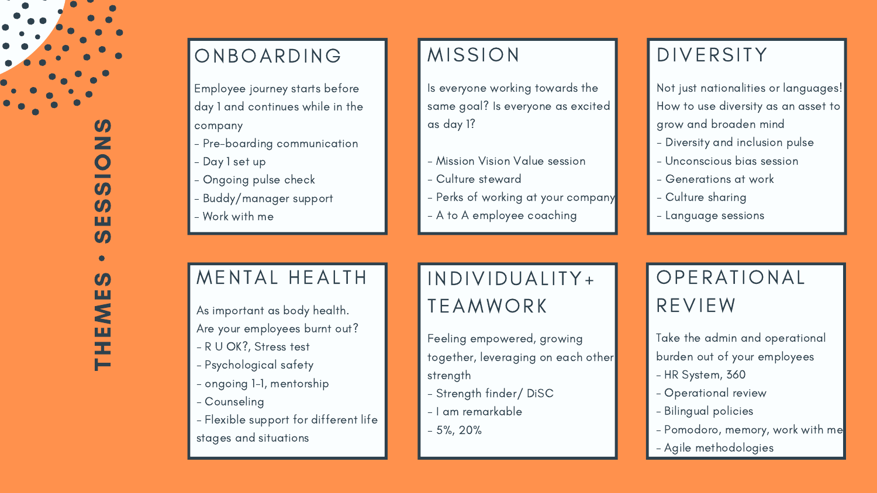# THEMES • SESSIONS

## ONBOARDING

Employee journey starts before day 1 and continues while in the company

- Pre-boarding communication
- Day 1 set up
- Ongoing pulse check
- Buddy/manager support
- Work with me

## MISSION

Is everyone working towards the same goal? Is everyone as excited as day 1?

- Mission Vision Value session
- Culture steward
- Perks of working at your company
- A to A employee coaching

## DIVERSITY

Not just nationalities or languages! How to use diversity as an asset to grow and broaden mind

- Diversity and inclusion pulse
- Unconscious bias session
- Generations at work
- Culture sharing
- Language sessions

## MENTAL HEALTH

As important as body health. Are your employees burnt out?

- R U OK?, Stress test
- Psychological safety
- ongoing 1-1, mentorship
- Counseling
- Flexible support for different life stages and situations

## INDIVIDUALITY+ TEAMWORK

Feeling empowered, growing together, leveraging on each other strength

- Strength finder/ DiSC
- I am remarkable
- 5%, 20%

## OPERATIONAL REVIEW

Take the admin and operational burden out of your employees

- HR System, 360
- Operational review
- Bilingual policies
- Pomodoro, memory, work with me
- Agile methodologies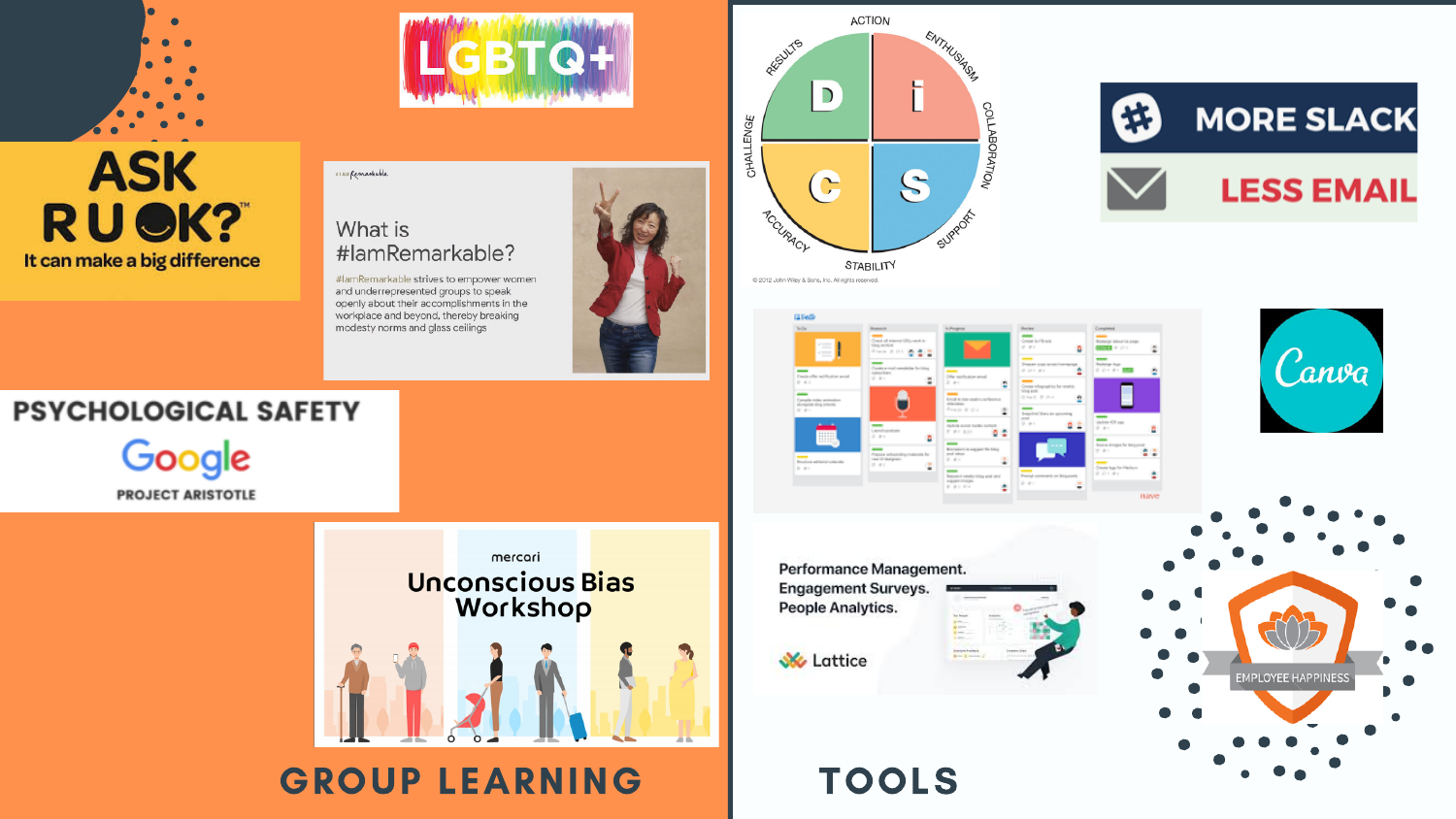LGBTQ+

ASK R U OK?

It can make a big difference

What is #IamRemarkable?

#IamRemarkable strives to empower women and underrepresented groups to speak openly about their accomplishments in the workplace and beyond, thereby breaking modesty norms and glass ceilings

PSYCHOLOGICAL SAFETY

Google

PROJECT ARISTOTLE

mercari

Unconscious Bias Workshop

# GROUP LEARNING

ACTION

ENTHUSIASM

COLLABORATION

SUPPORT

STABILITY

ACCURACY

CHALLENGE

RESULTS

D i C S

© 2012 John Wiley & Sons, Inc. All rights reserved.

MORE SLACK

LESS EMAIL

Canva

Performance Management.
Engagement Surveys.
People Analytics.

Lattice

EMPLOYEE HAPPINESS

# TOOLS